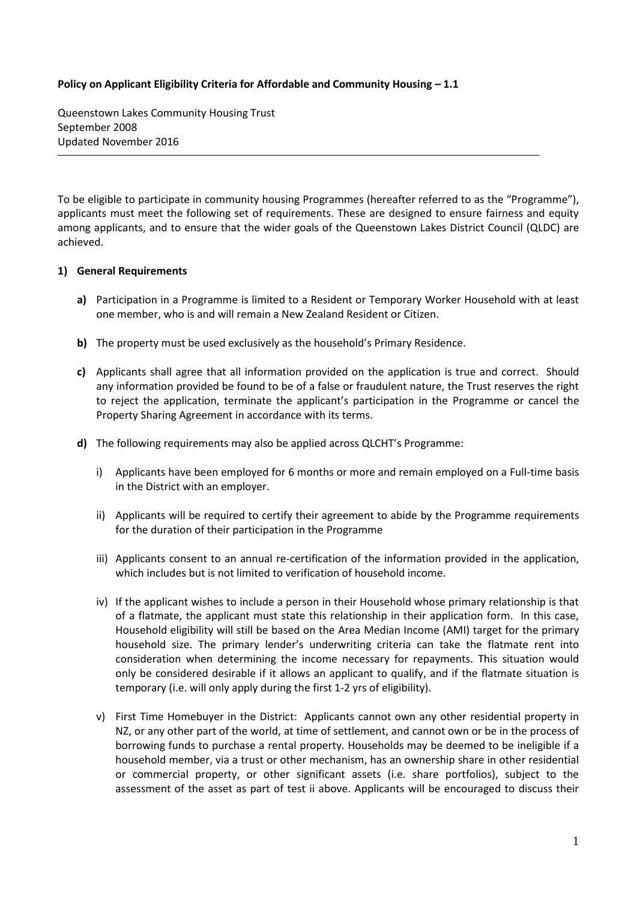**Policy on Applicant Eligibility Criteria for Affordable and Community Housing – 1.1**

Queenstown Lakes Community Housing Trust
September 2008
Updated November 2016

---

To be eligible to participate in community housing Programmes (hereafter referred to as the "Programme"), applicants must meet the following set of requirements. These are designed to ensure fairness and equity among applicants, and to ensure that the wider goals of the Queenstown Lakes District Council (QLDC) are achieved.

## 1) General Requirements

**a)** Participation in a Programme is limited to a Resident or Temporary Worker Household with at least one member, who is and will remain a New Zealand Resident or Citizen.

**b)** The property must be used exclusively as the household's Primary Residence.

**c)** Applicants shall agree that all information provided on the application is true and correct. Should any information provided be found to be of a false or fraudulent nature, the Trust reserves the right to reject the application, terminate the applicant's participation in the Programme or cancel the Property Sharing Agreement in accordance with its terms.

**d)** The following requirements may also be applied across QLCHT's Programme:

i) Applicants have been employed for 6 months or more and remain employed on a Full-time basis in the District with an employer.

ii) Applicants will be required to certify their agreement to abide by the Programme requirements for the duration of their participation in the Programme

iii) Applicants consent to an annual re-certification of the information provided in the application, which includes but is not limited to verification of household income.

iv) If the applicant wishes to include a person in their Household whose primary relationship is that of a flatmate, the applicant must state this relationship in their application form. In this case, Household eligibility will still be based on the Area Median Income (AMI) target for the primary household size. The primary lender's underwriting criteria can take the flatmate rent into consideration when determining the income necessary for repayments. This situation would only be considered desirable if it allows an applicant to qualify, and if the flatmate situation is temporary (i.e. will only apply during the first 1-2 yrs of eligibility).

v) First Time Homebuyer in the District: Applicants cannot own any other residential property in NZ, or any other part of the world, at time of settlement, and cannot own or be in the process of borrowing funds to purchase a rental property. Households may be deemed to be ineligible if a household member, via a trust or other mechanism, has an ownership share in other residential or commercial property, or other significant assets (i.e. share portfolios), subject to the assessment of the asset as part of test ii above. Applicants will be encouraged to discuss their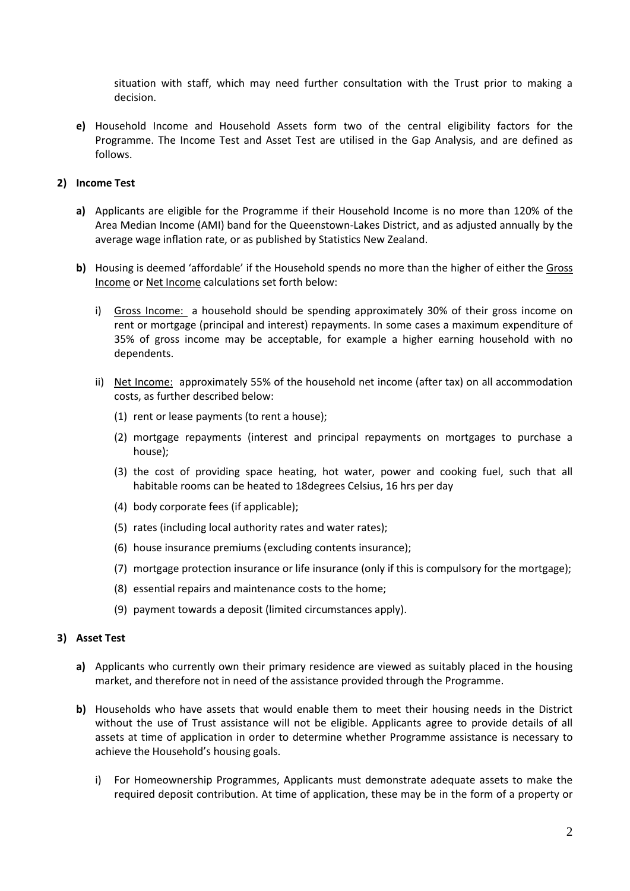situation with staff, which may need further consultation with the Trust prior to making a decision.

**e)** Household Income and Household Assets form two of the central eligibility factors for the Programme. The Income Test and Asset Test are utilised in the Gap Analysis, and are defined as follows.

**2) Income Test**

**a)** Applicants are eligible for the Programme if their Household Income is no more than 120% of the Area Median Income (AMI) band for the Queenstown-Lakes District, and as adjusted annually by the average wage inflation rate, or as published by Statistics New Zealand.

**b)** Housing is deemed 'affordable' if the Household spends no more than the higher of either the Gross Income or Net Income calculations set forth below:

i) Gross Income: a household should be spending approximately 30% of their gross income on rent or mortgage (principal and interest) repayments. In some cases a maximum expenditure of 35% of gross income may be acceptable, for example a higher earning household with no dependents.

ii) Net Income: approximately 55% of the household net income (after tax) on all accommodation costs, as further described below:

(1) rent or lease payments (to rent a house);

(2) mortgage repayments (interest and principal repayments on mortgages to purchase a house);

(3) the cost of providing space heating, hot water, power and cooking fuel, such that all habitable rooms can be heated to 18degrees Celsius, 16 hrs per day

(4) body corporate fees (if applicable);

(5) rates (including local authority rates and water rates);

(6) house insurance premiums (excluding contents insurance);

(7) mortgage protection insurance or life insurance (only if this is compulsory for the mortgage);

(8) essential repairs and maintenance costs to the home;

(9) payment towards a deposit (limited circumstances apply).

**3) Asset Test**

**a)** Applicants who currently own their primary residence are viewed as suitably placed in the housing market, and therefore not in need of the assistance provided through the Programme.

**b)** Households who have assets that would enable them to meet their housing needs in the District without the use of Trust assistance will not be eligible. Applicants agree to provide details of all assets at time of application in order to determine whether Programme assistance is necessary to achieve the Household's housing goals.

i) For Homeownership Programmes, Applicants must demonstrate adequate assets to make the required deposit contribution. At time of application, these may be in the form of a property or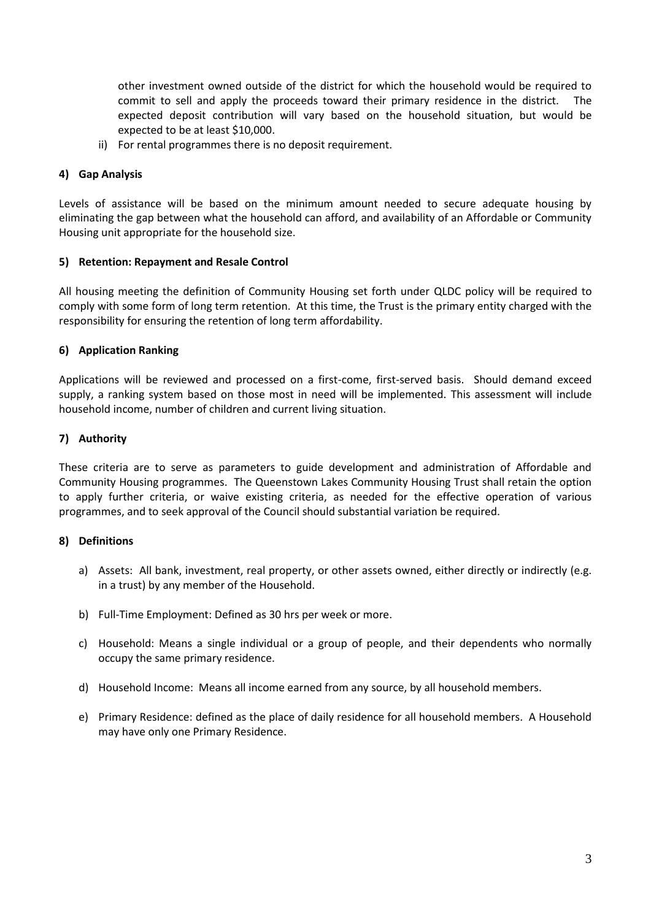other investment owned outside of the district for which the household would be required to commit to sell and apply the proceeds toward their primary residence in the district. The expected deposit contribution will vary based on the household situation, but would be expected to be at least $10,000.

ii) For rental programmes there is no deposit requirement.

**4) Gap Analysis**

Levels of assistance will be based on the minimum amount needed to secure adequate housing by eliminating the gap between what the household can afford, and availability of an Affordable or Community Housing unit appropriate for the household size.

**5) Retention: Repayment and Resale Control**

All housing meeting the definition of Community Housing set forth under QLDC policy will be required to comply with some form of long term retention. At this time, the Trust is the primary entity charged with the responsibility for ensuring the retention of long term affordability.

**6) Application Ranking**

Applications will be reviewed and processed on a first-come, first-served basis. Should demand exceed supply, a ranking system based on those most in need will be implemented. This assessment will include household income, number of children and current living situation.

**7) Authority**

These criteria are to serve as parameters to guide development and administration of Affordable and Community Housing programmes. The Queenstown Lakes Community Housing Trust shall retain the option to apply further criteria, or waive existing criteria, as needed for the effective operation of various programmes, and to seek approval of the Council should substantial variation be required.

**8) Definitions**

a) Assets: All bank, investment, real property, or other assets owned, either directly or indirectly (e.g. in a trust) by any member of the Household.

b) Full-Time Employment: Defined as 30 hrs per week or more.

c) Household: Means a single individual or a group of people, and their dependents who normally occupy the same primary residence.

d) Household Income: Means all income earned from any source, by all household members.

e) Primary Residence: defined as the place of daily residence for all household members. A Household may have only one Primary Residence.